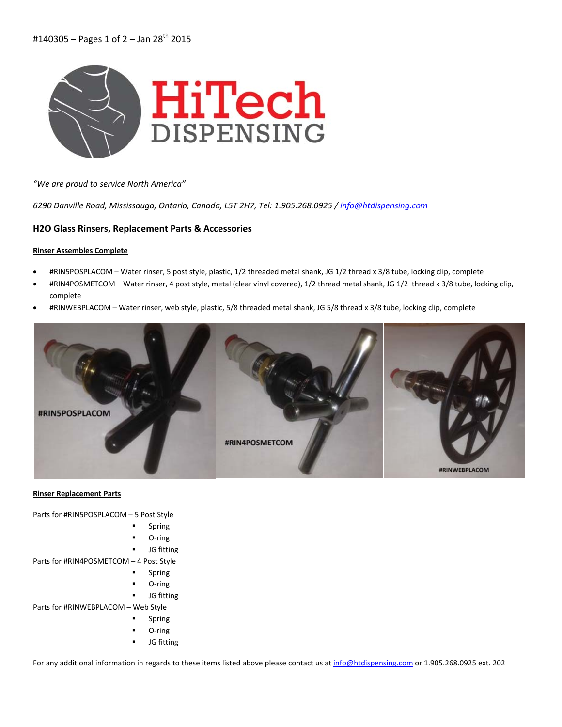#140305 – Pages 1 of 2 – Jan 28th 2015

*"We are proud to service North America"*

*6290 Danville Road, Mississauga, Ontario, Canada, L5T 2H7, Tel: 1.905.268.0925 / info@htdispensing.com*

### H2O Glass Rinsers, Replacement Parts & Accessories

**Rinser Assembles Complete**

- #RIN5POSPLACOM – Water rinser, 5 post style, plastic, 1/2 threaded metal shank, JG 1/2 thread x 3/8 tube, locking clip, complete
- #RIN4POSMETCOM – Water rinser, 4 post style, metal (clear vinyl covered), 1/2 thread metal shank, JG 1/2 thread x 3/8 tube, locking clip, complete
- #RINWEBPLACOM – Water rinser, web style, plastic, 5/8 threaded metal shank, JG 5/8 thread x 3/8 tube, locking clip, complete

#RIN5POSPLACOM

#RIN4POSMETCOM

#RINWEBPLACOM

**Rinser Replacement Parts**

Parts for #RIN5POSPLACOM – 5 Post Style
- Spring
- O-ring
- JG fitting

Parts for #RIN4POSMETCOM – 4 Post Style
- Spring
- O-ring
- JG fitting

Parts for #RINWEBPLACOM – Web Style
- Spring
- O-ring
- JG fitting

For any additional information in regards to these items listed above please contact us at info@htdispensing.com or 1.905.268.0925 ext. 202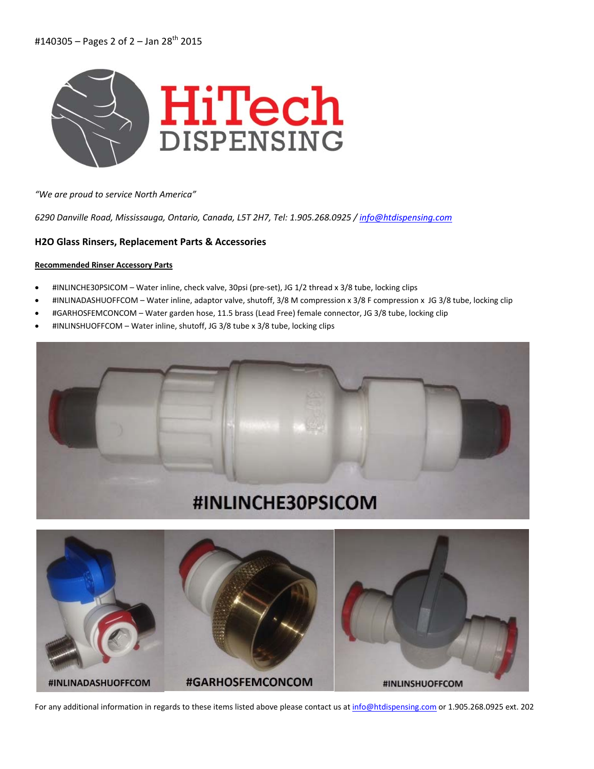*"We are proud to service North America"*

*6290 Danville Road, Mississauga, Ontario, Canada, L5T 2H7, Tel: 1.905.268.0925 / info@htdispensing.com*

## H2O Glass Rinsers, Replacement Parts & Accessories

**Recommended Rinser Accessory Parts**

- #INLINCHE30PSICOM – Water inline, check valve, 30psi (pre-set), JG 1/2 thread x 3/8 tube, locking clips
- #INLINADASHUOFFCOM – Water inline, adaptor valve, shutoff, 3/8 M compression x 3/8 F compression x JG 3/8 tube, locking clip
- #GARHOSFEMCONCOM – Water garden hose, 11.5 brass (Lead Free) female connector, JG 3/8 tube, locking clip
- #INLINSHUOFFCOM – Water inline, shutoff, JG 3/8 tube x 3/8 tube, locking clips

#INLINCHE30PSICOM

#INLINADASHUOFFCOM

#GARHOSFEMCONCOM

#INLINSHUOFFCOM

For any additional information in regards to these items listed above please contact us at info@htdispensing.com or 1.905.268.0925 ext. 202